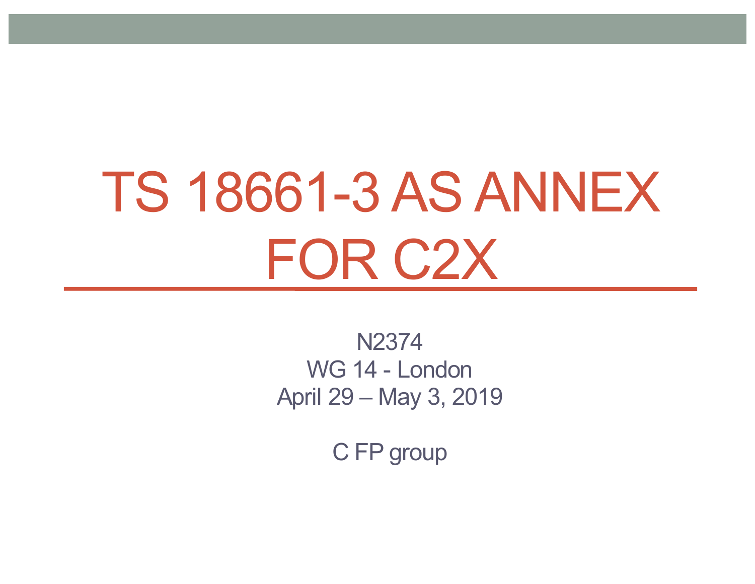# TS 18661-3 AS ANNEX FOR C2X

N2374
WG 14 - London
April 29 – May 3, 2019

C FP group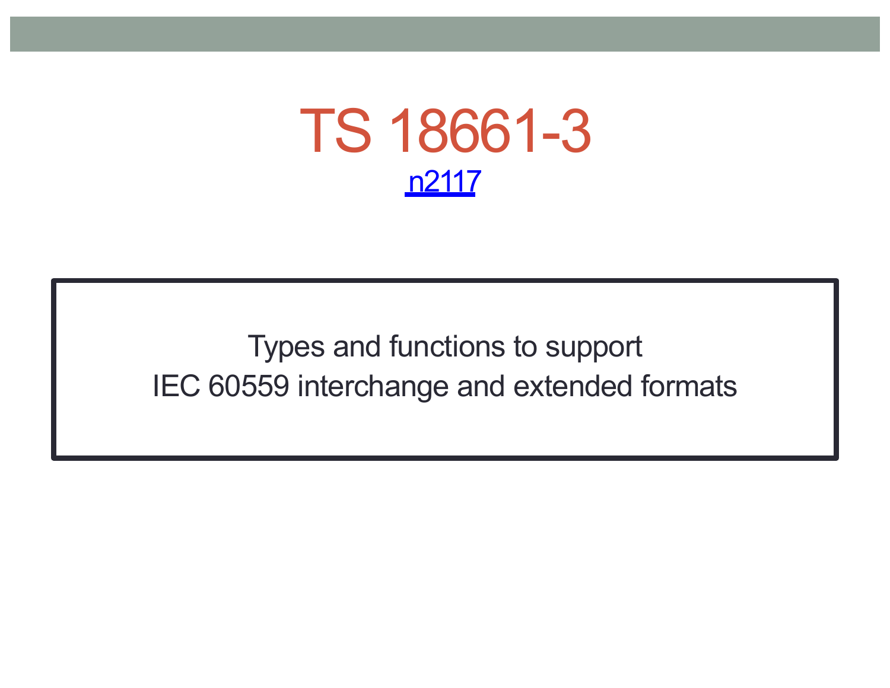# TS 18661-3

n2117

Types and functions to support
IEC 60559 interchange and extended formats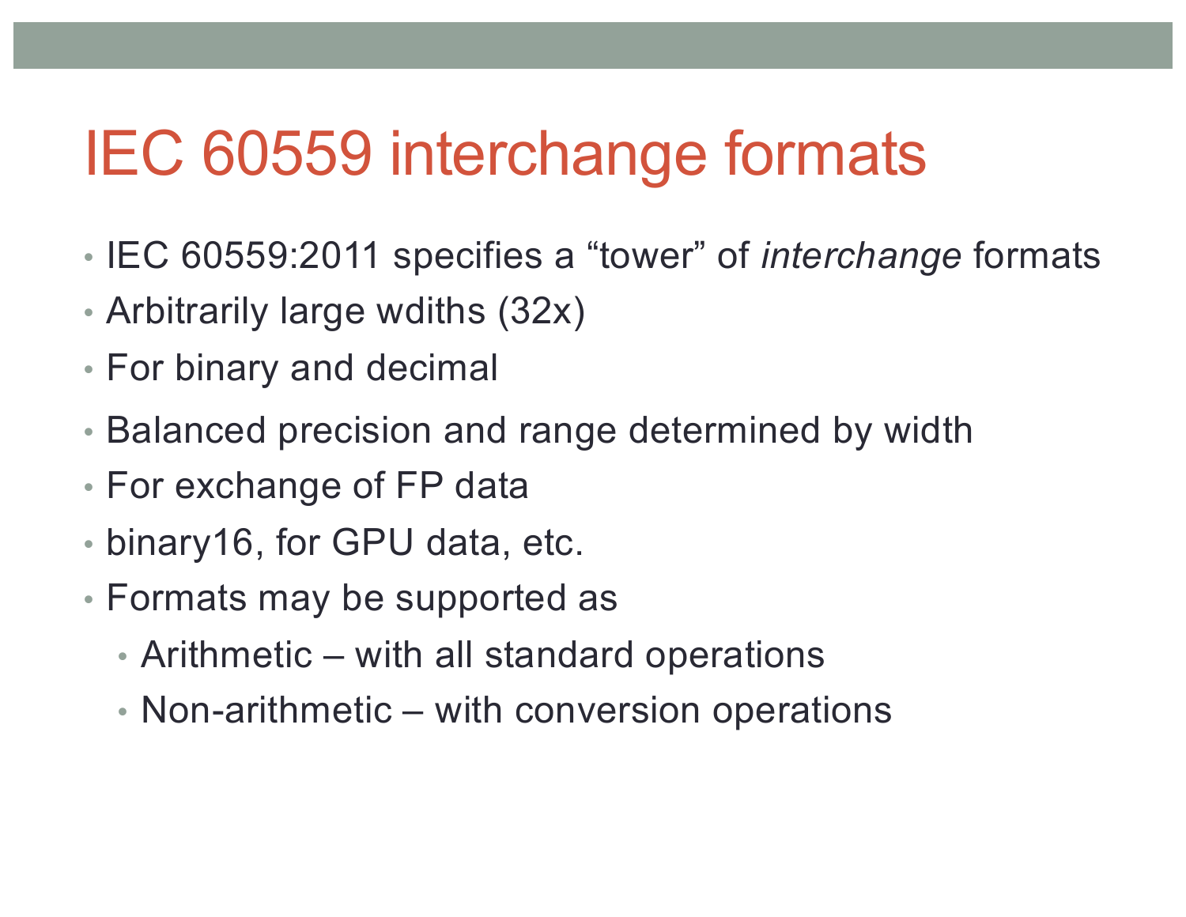# IEC 60559 interchange formats

- IEC 60559:2011 specifies a “tower” of *interchange* formats
- Arbitrarily large wdiths (32x)
- For binary and decimal
- Balanced precision and range determined by width
- For exchange of FP data
- binary16, for GPU data, etc.
- Formats may be supported as
  - Arithmetic – with all standard operations
  - Non-arithmetic – with conversion operations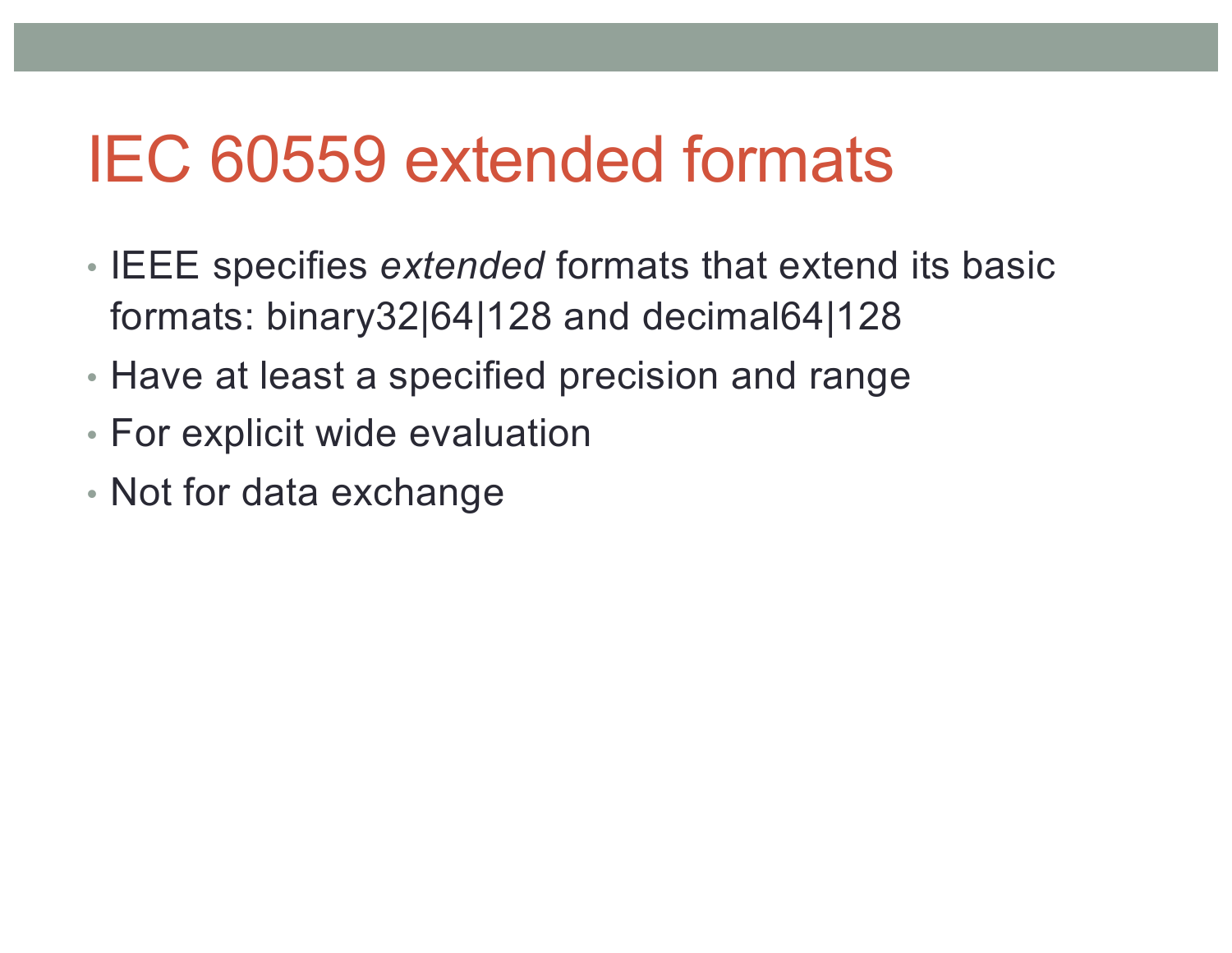# IEC 60559 extended formats

- IEEE specifies *extended* formats that extend its basic formats: binary32|64|128 and decimal64|128
- Have at least a specified precision and range
- For explicit wide evaluation
- Not for data exchange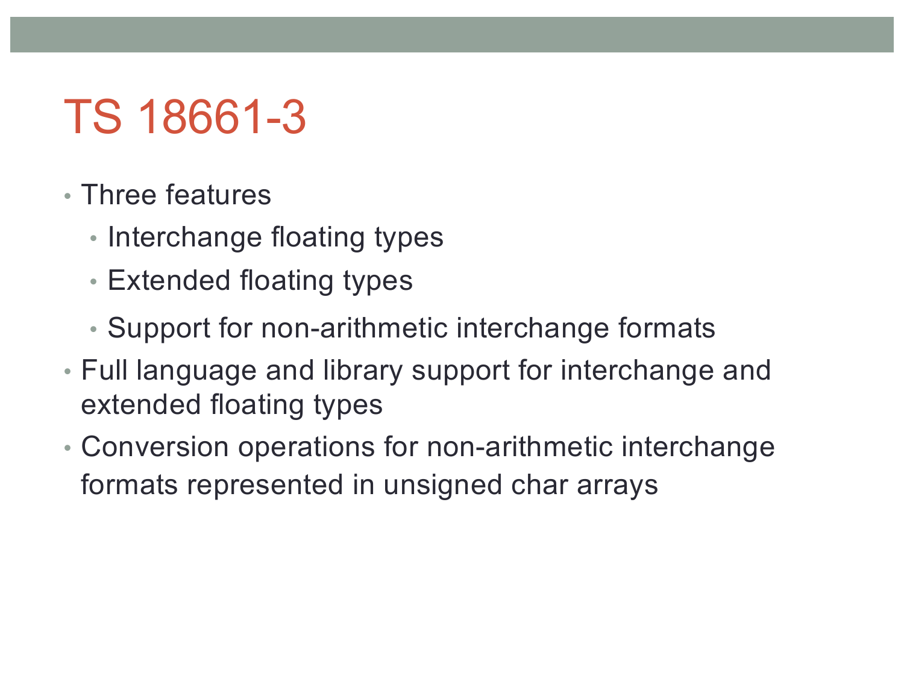# TS 18661-3

- Three features
  - Interchange floating types
  - Extended floating types
  - Support for non-arithmetic interchange formats
- Full language and library support for interchange and extended floating types
- Conversion operations for non-arithmetic interchange formats represented in unsigned char arrays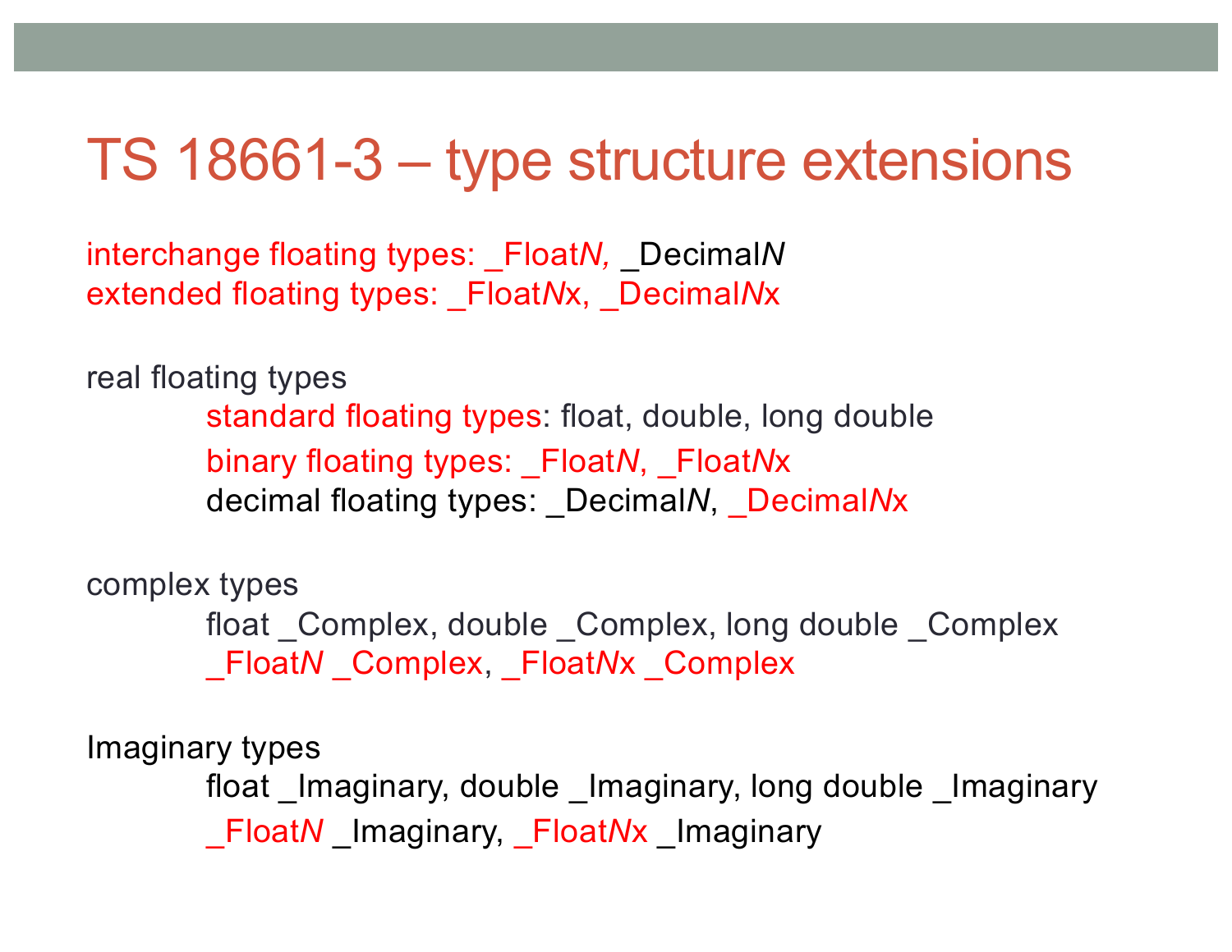# TS 18661-3 – type structure extensions

interchange floating types: _Float*N*, _Decimal*N*
extended floating types: _Float*N*x, _Decimal*N*x

real floating types

- standard floating types: float, double, long double
- binary floating types: _Float*N*, _Float*N*x
- decimal floating types: _Decimal*N*, _Decimal*N*x

complex types

- float _Complex, double _Complex, long double _Complex
- _Float*N* _Complex, _Float*N*x _Complex

Imaginary types

- float _Imaginary, double _Imaginary, long double _Imaginary
- _Float*N* _Imaginary, _Float*N*x _Imaginary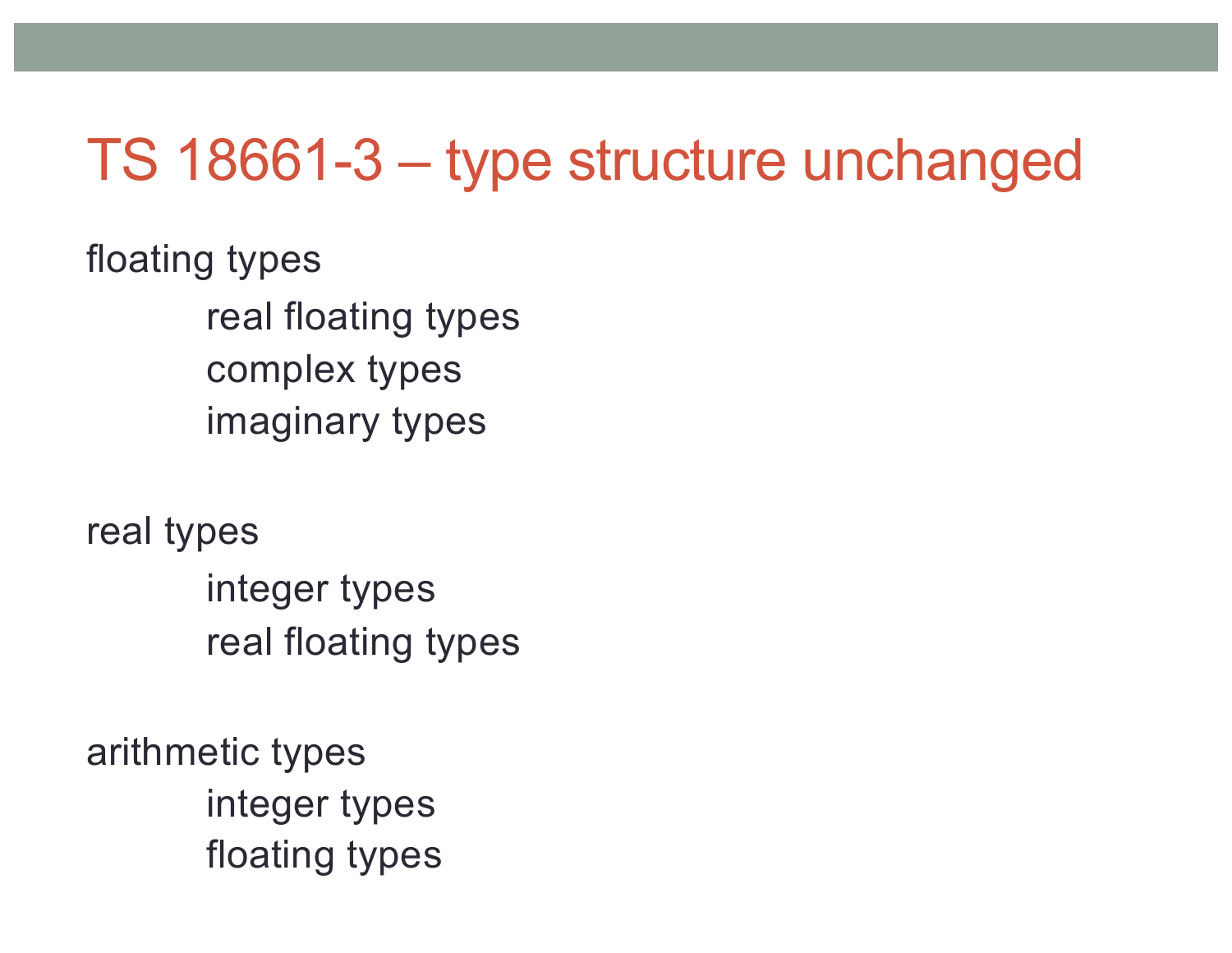# TS 18661-3 – type structure unchanged

floating types

- real floating types
- complex types
- imaginary types

real types

- integer types
- real floating types

arithmetic types

- integer types
- floating types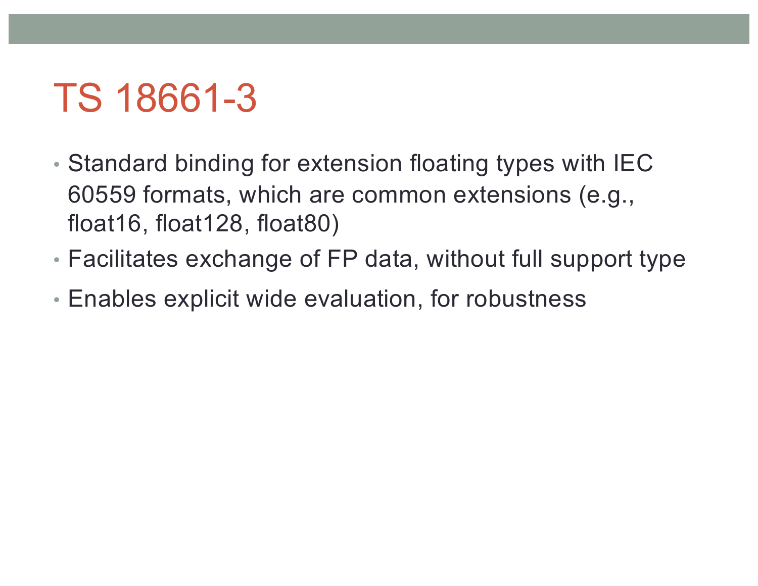# TS 18661-3

- Standard binding for extension floating types with IEC 60559 formats, which are common extensions (e.g., float16, float128, float80)
- Facilitates exchange of FP data, without full support type
- Enables explicit wide evaluation, for robustness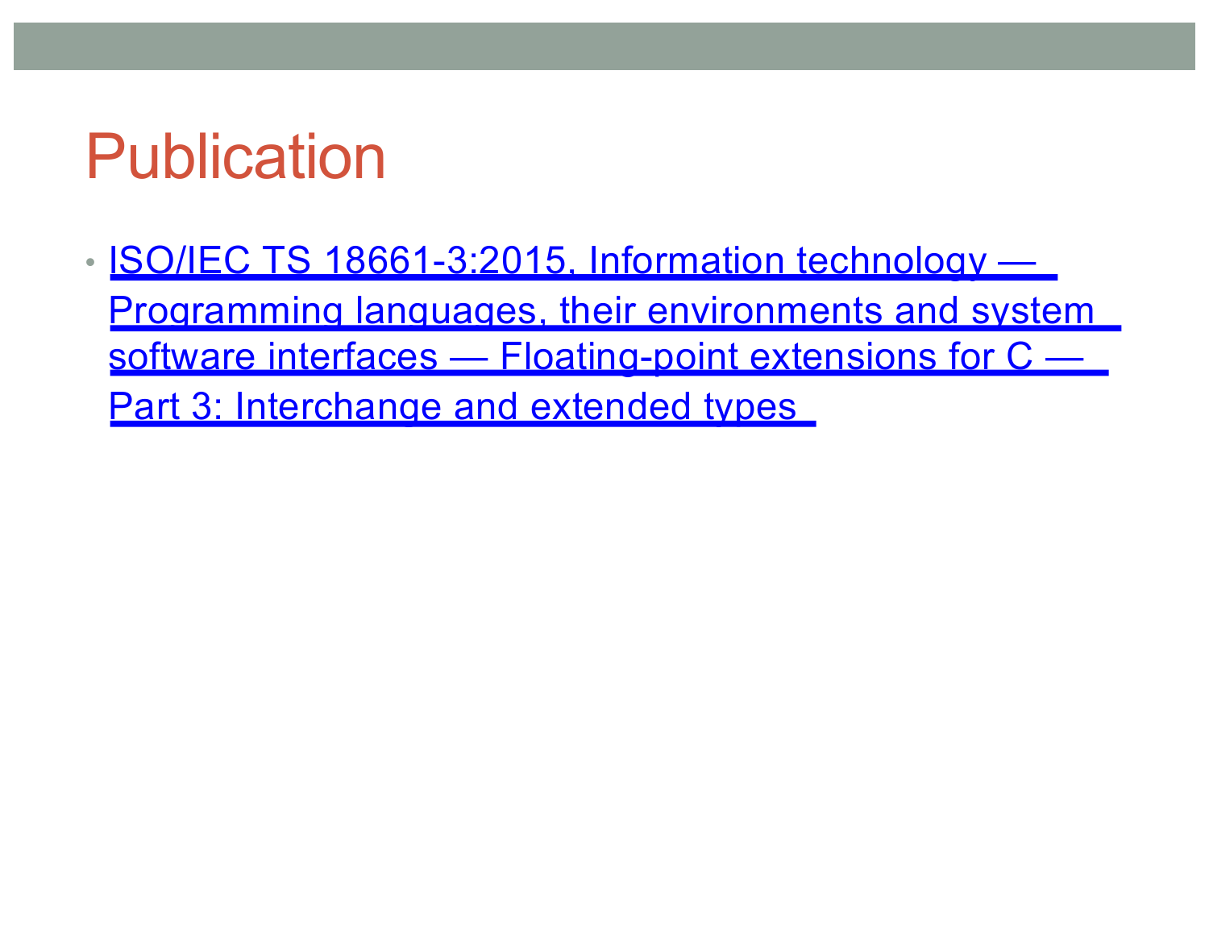# Publication

- ISO/IEC TS 18661-3:2015, Information technology — Programming languages, their environments and system software interfaces — Floating-point extensions for C — Part 3: Interchange and extended types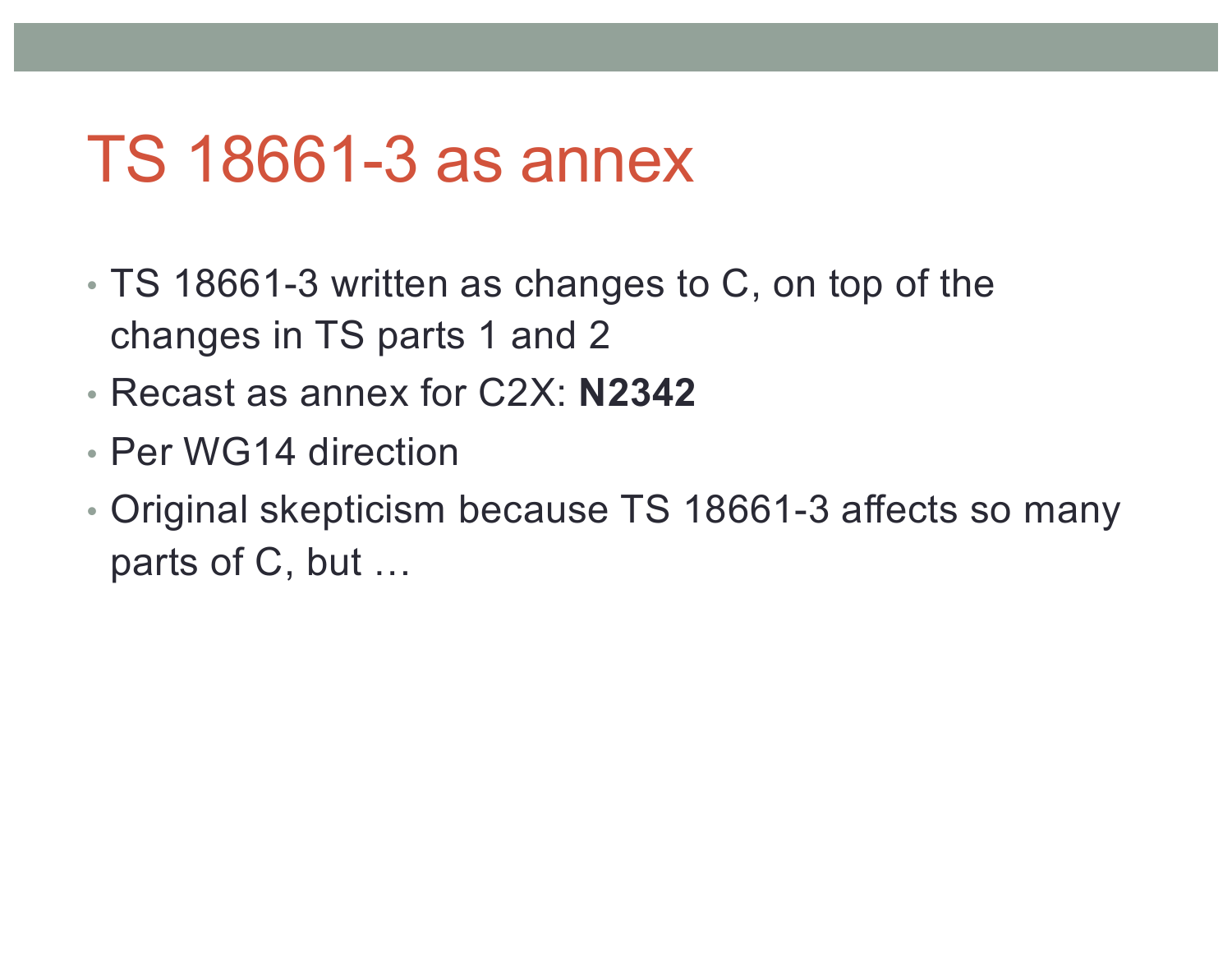# TS 18661-3 as annex

- TS 18661-3 written as changes to C, on top of the changes in TS parts 1 and 2
- Recast as annex for C2X: **N2342**
- Per WG14 direction
- Original skepticism because TS 18661-3 affects so many parts of C, but …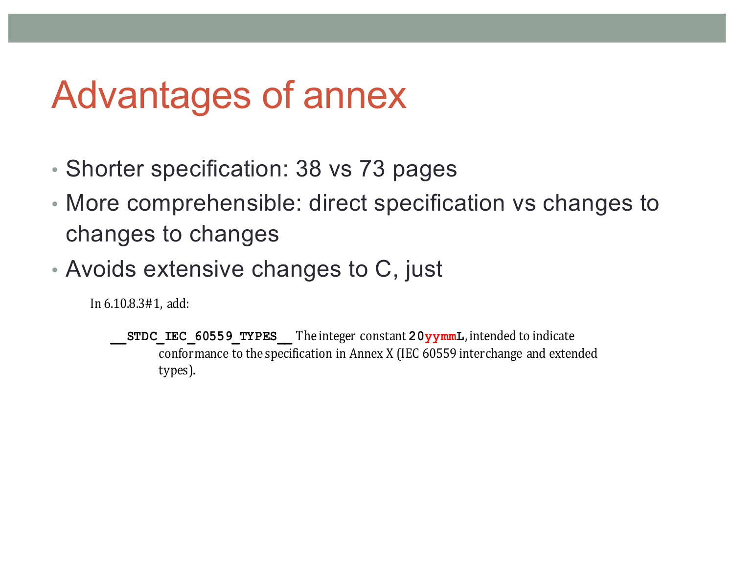# Advantages of annex

- Shorter specification: 38 vs 73 pages
- More comprehensible: direct specification vs changes to changes to changes
- Avoids extensive changes to C, just

In 6.10.8.3#1, add:

> **`__STDC_IEC_60559_TYPES__`** The integer constant **`20yymmL`**, intended to indicate conformance to the specification in Annex X (IEC 60559 interchange and extended types).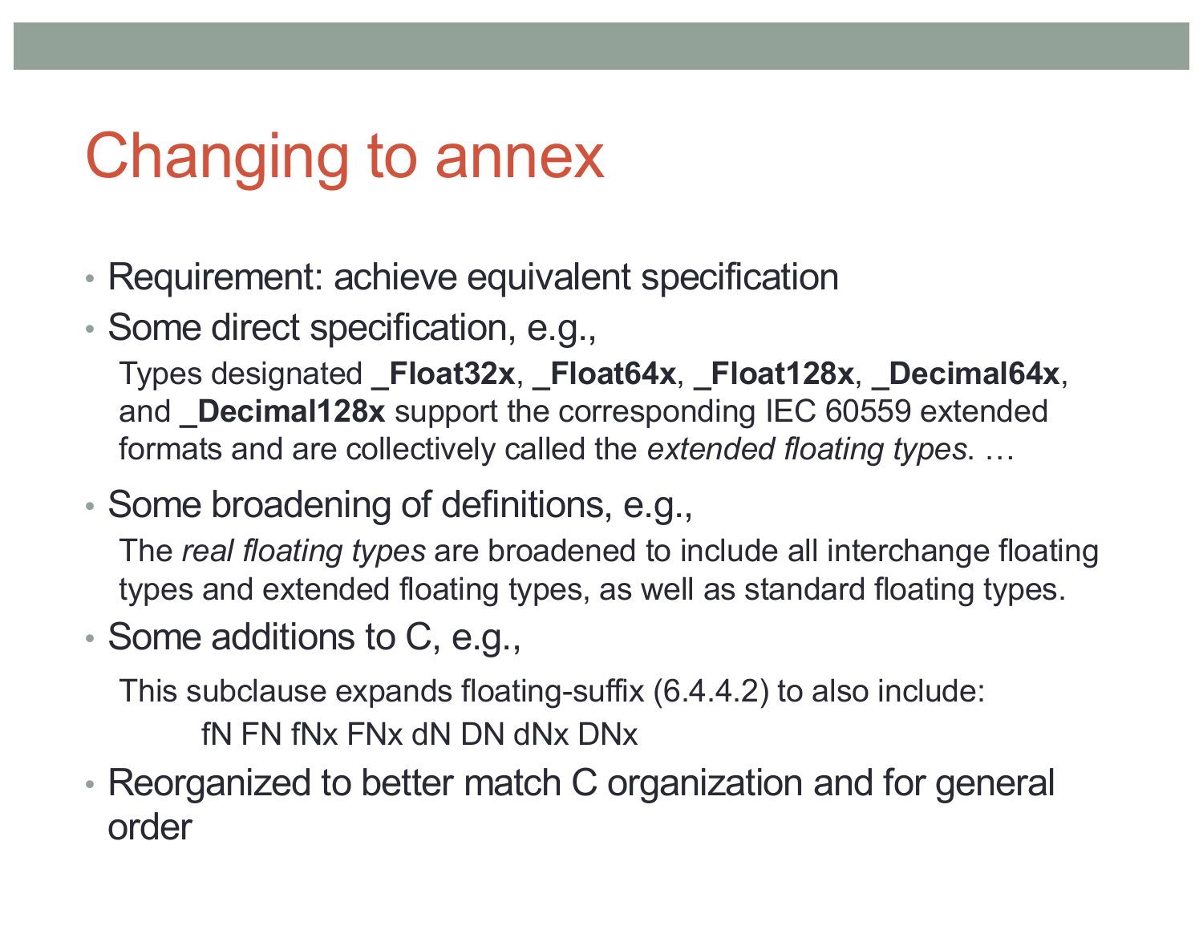# Changing to annex

- Requirement: achieve equivalent specification
- Some direct specification, e.g.,

  Types designated **_Float32x**, **_Float64x**, **_Float128x**, **_Decimal64x**, and **_Decimal128x** support the corresponding IEC 60559 extended formats and are collectively called the *extended floating types*. …

- Some broadening of definitions, e.g.,

  The *real floating types* are broadened to include all interchange floating types and extended floating types, as well as standard floating types.

- Some additions to C, e.g.,

  This subclause expands floating-suffix (6.4.4.2) to also include:

  fN FN fNx FNx dN DN dNx DNx

- Reorganized to better match C organization and for general order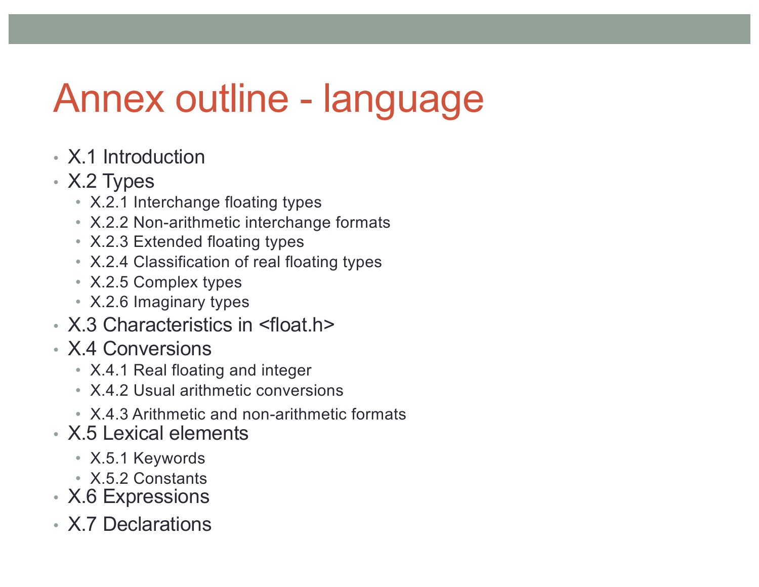# Annex outline - language

- X.1 Introduction
- X.2 Types
  - X.2.1 Interchange floating types
  - X.2.2 Non-arithmetic interchange formats
  - X.2.3 Extended floating types
  - X.2.4 Classification of real floating types
  - X.2.5 Complex types
  - X.2.6 Imaginary types
- X.3 Characteristics in <float.h>
- X.4 Conversions
  - X.4.1 Real floating and integer
  - X.4.2 Usual arithmetic conversions
  - X.4.3 Arithmetic and non-arithmetic formats
- X.5 Lexical elements
  - X.5.1 Keywords
  - X.5.2 Constants
- X.6 Expressions
- X.7 Declarations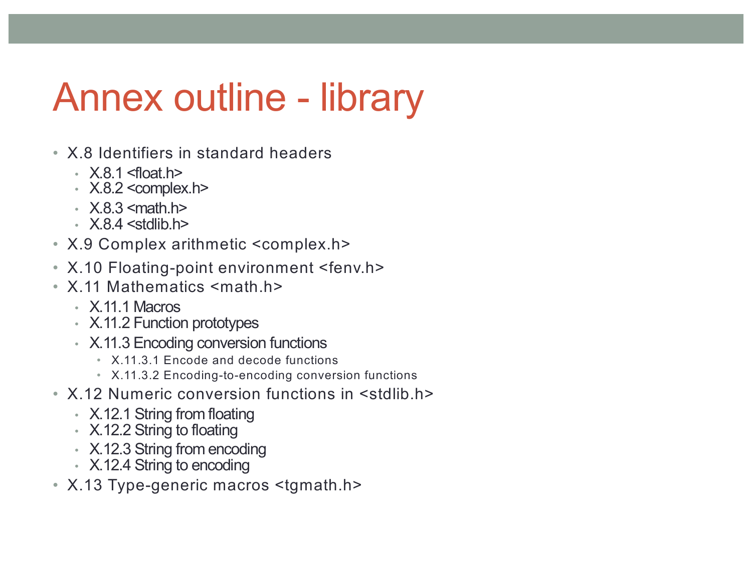# Annex outline - library

- X.8 Identifiers in standard headers
  - X.8.1 <float.h>
  - X.8.2 <complex.h>
  - X.8.3 <math.h>
  - X.8.4 <stdlib.h>
- X.9 Complex arithmetic <complex.h>
- X.10 Floating-point environment <fenv.h>
- X.11 Mathematics <math.h>
  - X.11.1 Macros
  - X.11.2 Function prototypes
  - X.11.3 Encoding conversion functions
    - X.11.3.1 Encode and decode functions
    - X.11.3.2 Encoding-to-encoding conversion functions
- X.12 Numeric conversion functions in <stdlib.h>
  - X.12.1 String from floating
  - X.12.2 String to floating
  - X.12.3 String from encoding
  - X.12.4 String to encoding
- X.13 Type-generic macros <tgmath.h>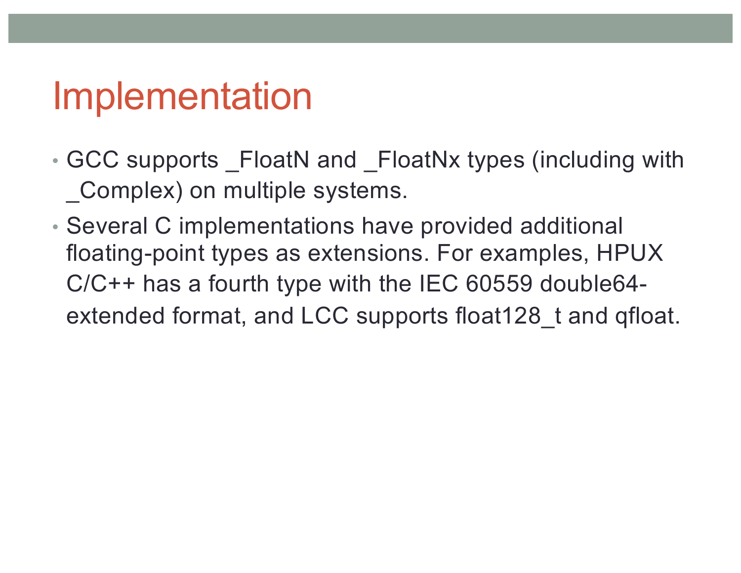# Implementation

- GCC supports _FloatN and _FloatNx types (including with _Complex) on multiple systems.
- Several C implementations have provided additional floating-point types as extensions. For examples, HPUX C/C++ has a fourth type with the IEC 60559 double64-extended format, and LCC supports float128_t and qfloat.